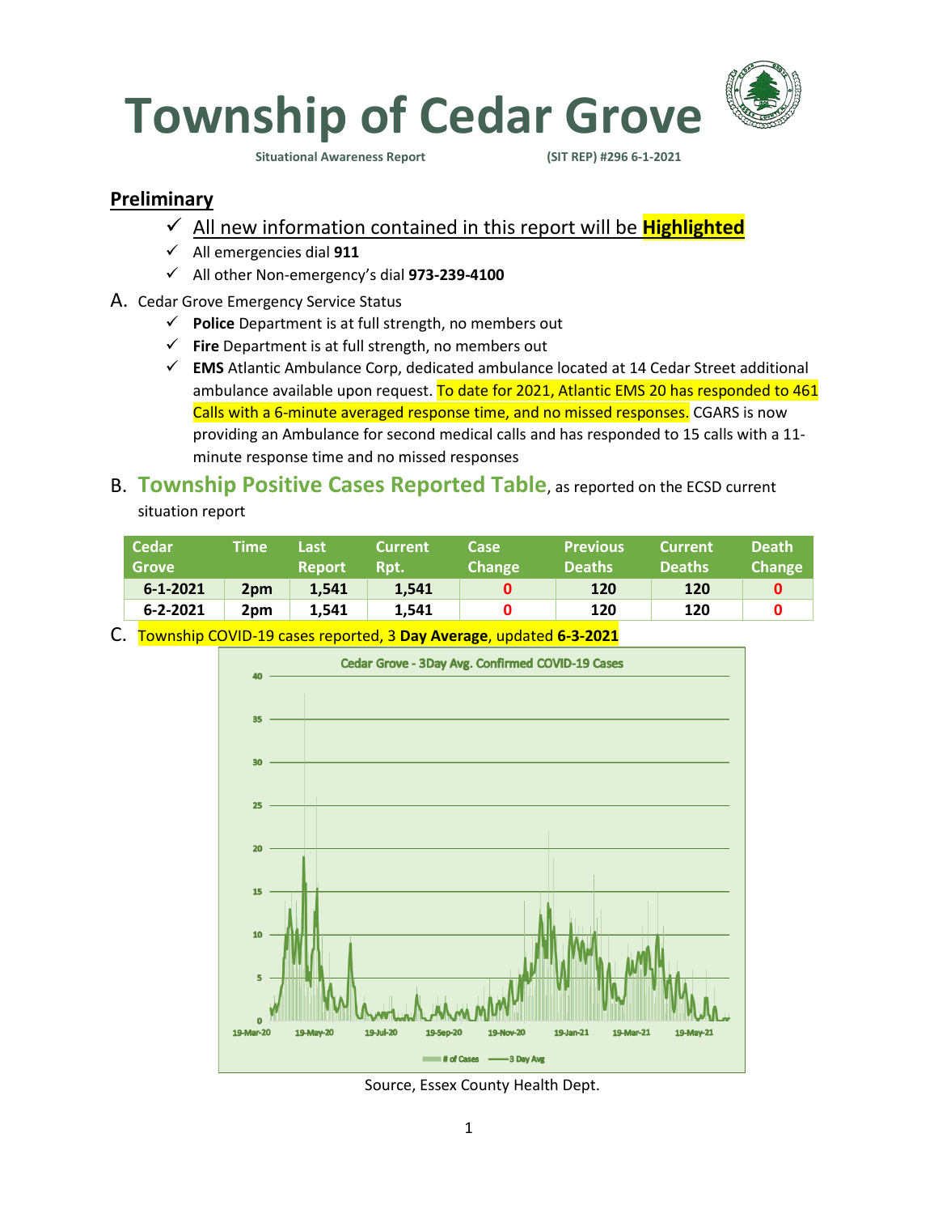# Township of Cedar Grove

Situational Awareness Report (SIT REP) #296 6-1-2021

## Preliminary

- ✓ All new information contained in this report will be **Highlighted**
- ✓ All emergencies dial **911**
- ✓ All other Non-emergency's dial **973-239-4100**

A. Cedar Grove Emergency Service Status

- ✓ **Police** Department is at full strength, no members out
- ✓ **Fire** Department is at full strength, no members out
- ✓ **EMS** Atlantic Ambulance Corp, dedicated ambulance located at 14 Cedar Street additional ambulance available upon request. To date for 2021, Atlantic EMS 20 has responded to 461 Calls with a 6-minute averaged response time, and no missed responses. CGARS is now providing an Ambulance for second medical calls and has responded to 15 calls with a 11-minute response time and no missed responses

B. **Township Positive Cases Reported Table**, as reported on the ECSD current situation report

| Cedar Grove | Time | Last Report | Current Rpt. | Case Change | Previous Deaths | Current Deaths | Death Change |
|---|---|---|---|---|---|---|---|
| 6-1-2021 | 2pm | 1,541 | 1,541 | 0 | 120 | 120 | 0 |
| 6-2-2021 | 2pm | 1,541 | 1,541 | 0 | 120 | 120 | 0 |

C. Township COVID-19 cases reported, 3 **Day Average**, updated **6-3-2021**

Cedar Grove - 3Day Avg. Confirmed COVID-19 Cases

Source, Essex County Health Dept.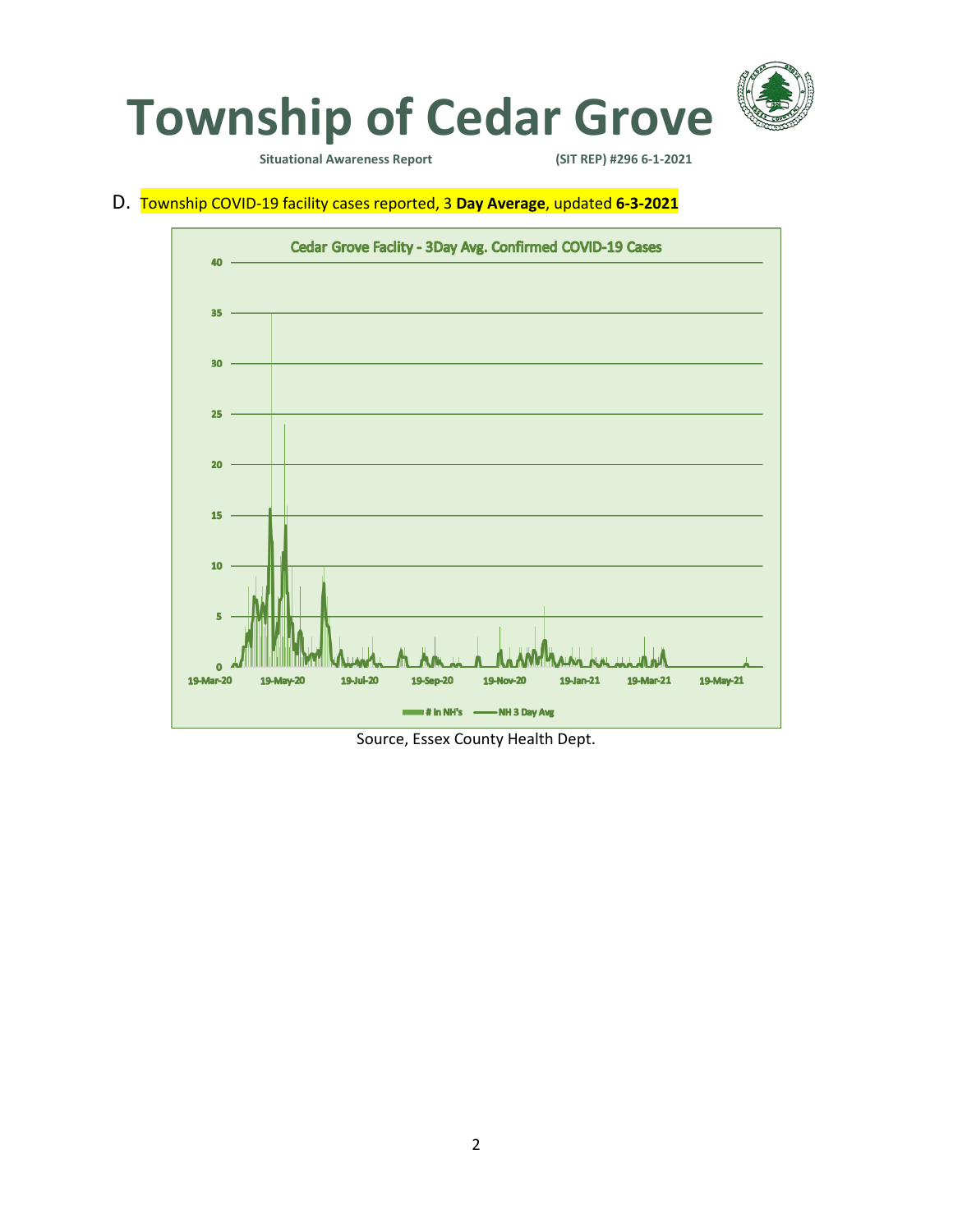# Township of Cedar Grove

**Situational Awareness Report** **(SIT REP) #296 6-1-2021**

D. Township COVID-19 facility cases reported, 3 **Day Average**, updated **6-3-2021**

Cedar Grove Faclity - 3Day Avg. Confirmed COVID-19 Cases

Source, Essex County Health Dept.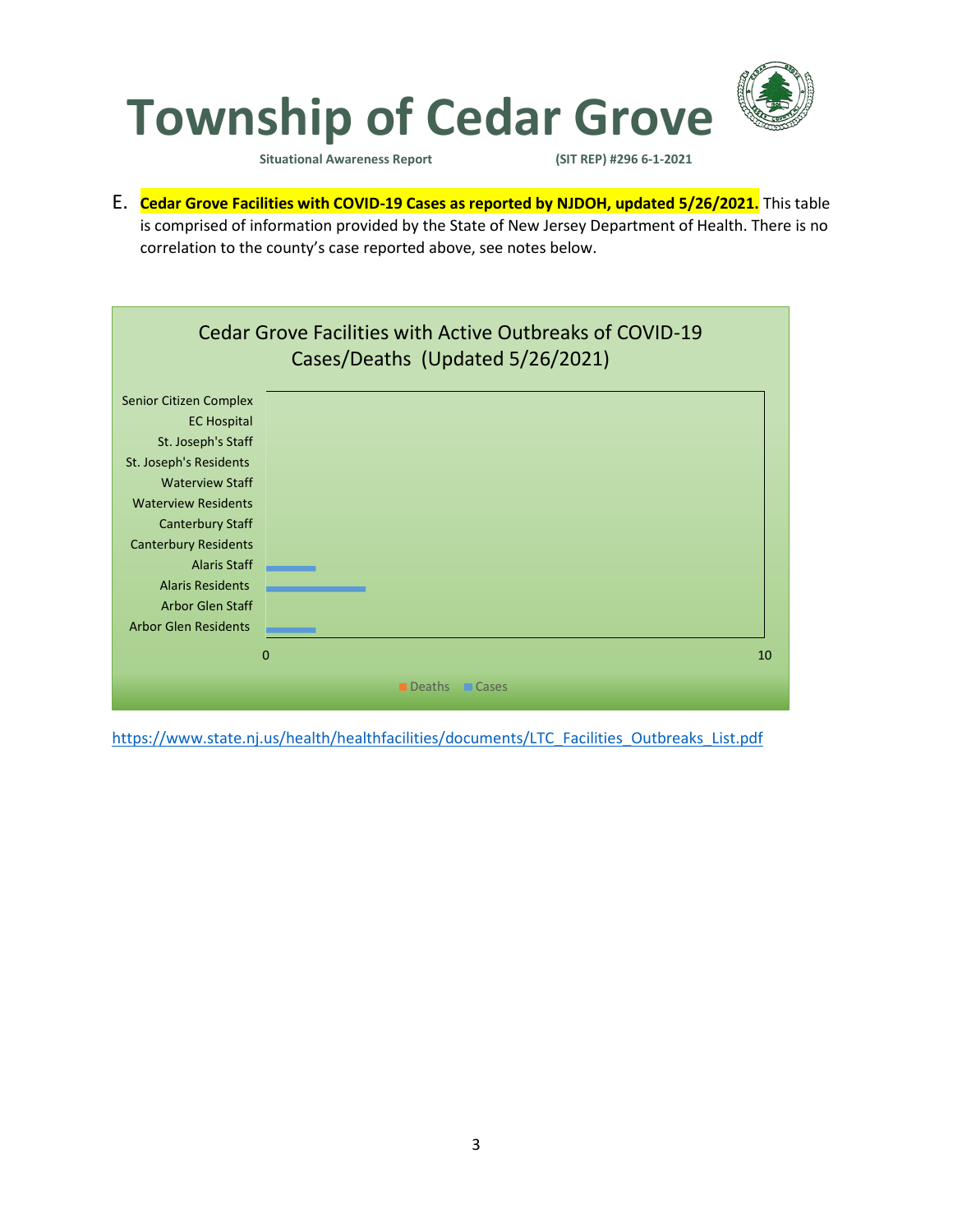E. **Cedar Grove Facilities with COVID-19 Cases as reported by NJDOH, updated 5/26/2021.** This table is comprised of information provided by the State of New Jersey Department of Health. There is no correlation to the county's case reported above, see notes below.

**Cedar Grove Facilities with Active Outbreaks of COVID-19 Cases/Deaths (Updated 5/26/2021)**

Senior Citizen Complex
EC Hospital
St. Joseph's Staff
St. Joseph's Residents
Waterview Staff
Waterview Residents
Canterbury Staff
Canterbury Residents
Alaris Staff
Alaris Residents
Arbor Glen Staff
Arbor Glen Residents

0 10

Deaths Cases

https://www.state.nj.us/health/healthfacilities/documents/LTC_Facilities_Outbreaks_List.pdf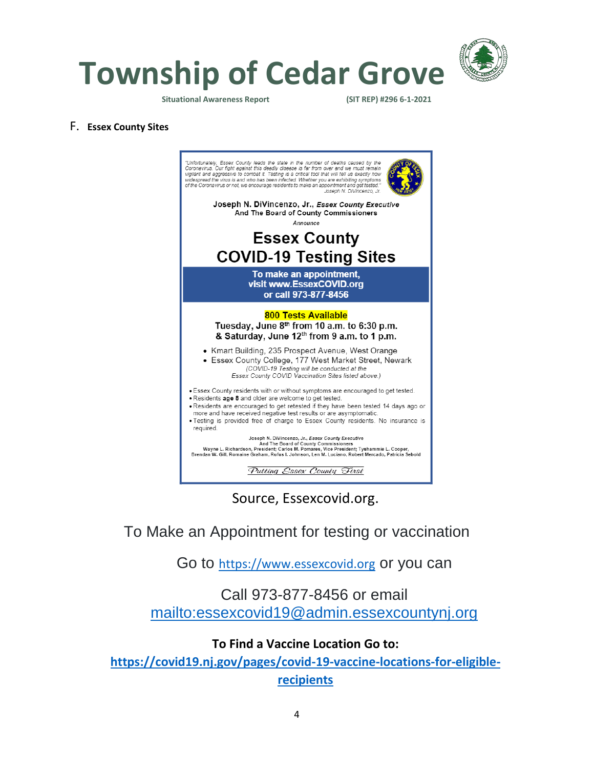## F. Essex County Sites

*"Unfortunately, Essex County leads the state in the number of deaths caused by the Coronavirus. Our fight against this deadly disease is far from over and we must remain vigilant and aggressive to combat it. Testing is a critical tool that will tell us exactly how widespread the virus is and who has been infected. Whether you are exhibiting symptoms of the Coronavirus or not, we encourage residents to make an appointment and get tested."*
*Joseph N. DiVincenzo, Jr.*

**Joseph N. DiVincenzo, Jr., *Essex County Executive***
**And The Board of County Commissioners**
*Announce*

# Essex County COVID-19 Testing Sites

**To make an appointment, visit www.EssexCOVID.org or call 973-877-8456**

**800 Tests Available**

**Tuesday, June 8th from 10 a.m. to 6:30 p.m.**
**& Saturday, June 12th from 9 a.m. to 1 p.m.**

- Kmart Building, 235 Prospect Avenue, West Orange
- Essex County College, 177 West Market Street, Newark

*(COVID-19 Testing will be conducted at the Essex County COVID Vaccination Sites listed above.)*

- Essex County residents with or without symptoms are encouraged to get tested.
- Residents **age 8** and older are welcome to get tested.
- Residents are encouraged to get retested if they have been tested 14 days ago or more and have received negative test results or are asymptomatic.
- Testing is provided free of charge to Essex County residents. No insurance is required.

Joseph N. DiVincenzo, Jr., *Essex County Executive*
And The Board of County Commissioners
Wayne L. Richardson, President; Carlos M. Pomares, Vice President; Tyshammie L. Cooper, Brendan W. Gill, Romaine Graham, Rufus I. Johnson, Len M. Luciano, Robert Mercado, Patricia Sebold

*Putting Essex County First*

Source, Essexcovid.org.

To Make an Appointment for testing or vaccination

Go to https://www.essexcovid.org or you can

Call 973-877-8456 or email mailto:essexcovid19@admin.essexcountynj.org

**To Find a Vaccine Location Go to:**
**https://covid19.nj.gov/pages/covid-19-vaccine-locations-for-eligible-recipients**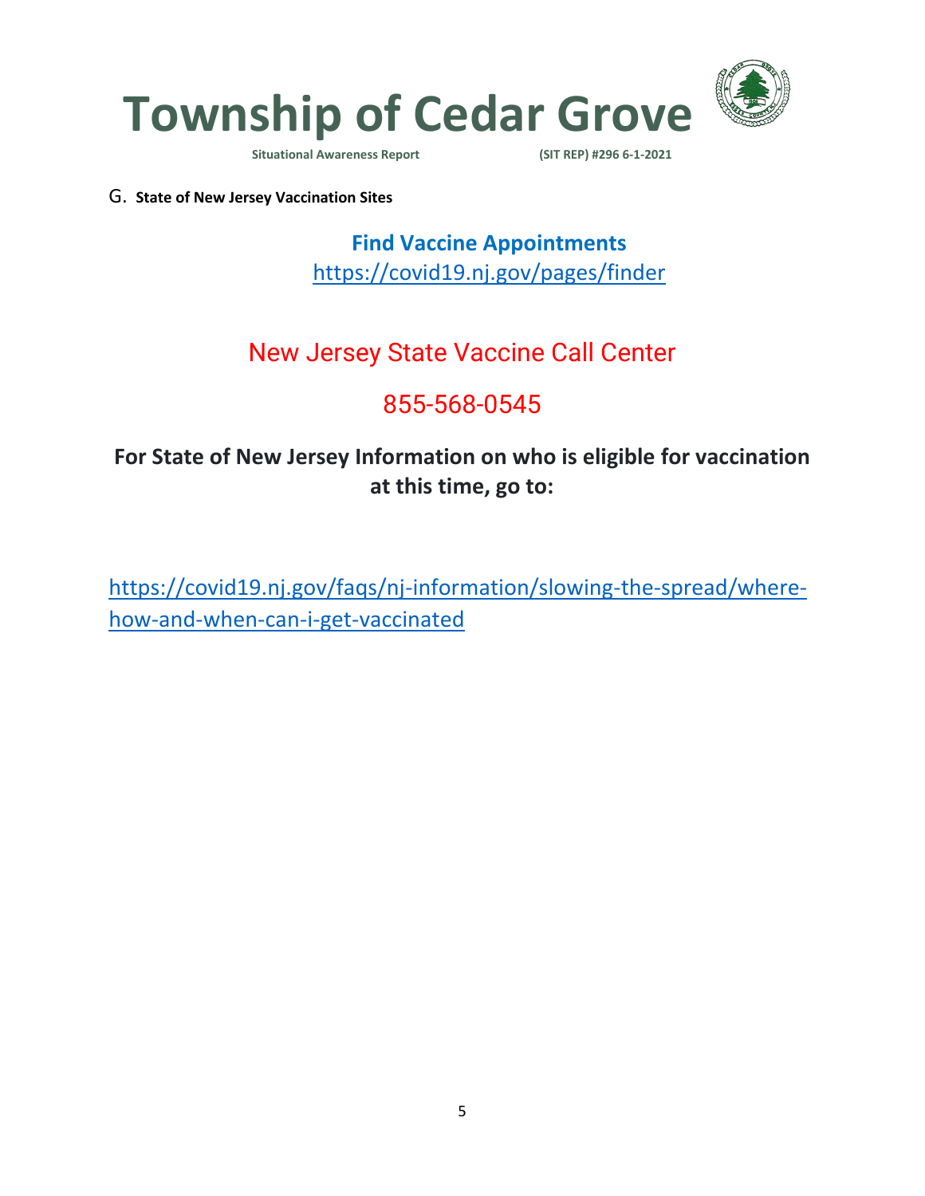G. **State of New Jersey Vaccination Sites**

**Find Vaccine Appointments**

https://covid19.nj.gov/pages/finder

New Jersey State Vaccine Call Center

855-568-0545

**For State of New Jersey Information on who is eligible for vaccination at this time, go to:**

https://covid19.nj.gov/faqs/nj-information/slowing-the-spread/where-how-and-when-can-i-get-vaccinated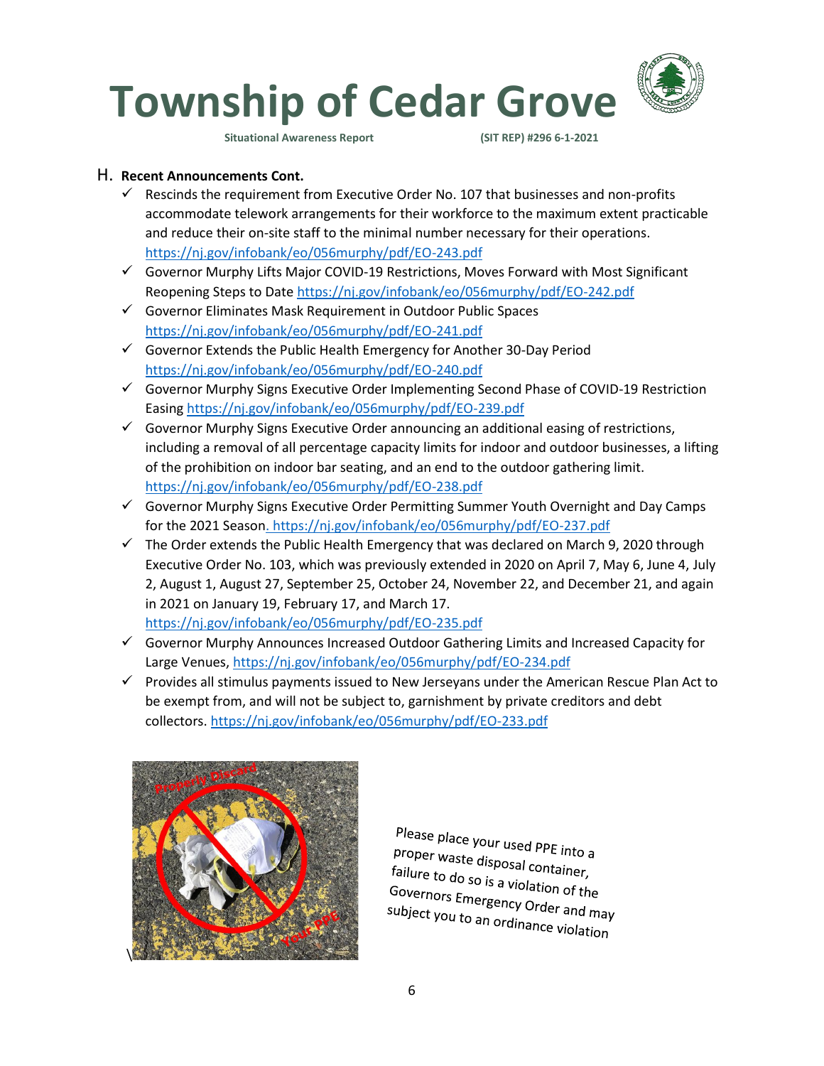# Township of Cedar Grove

Situational Awareness Report (SIT REP) #296 6-1-2021

H. **Recent Announcements Cont.**

- ✓ Rescinds the requirement from Executive Order No. 107 that businesses and non-profits accommodate telework arrangements for their workforce to the maximum extent practicable and reduce their on-site staff to the minimal number necessary for their operations. https://nj.gov/infobank/eo/056murphy/pdf/EO-243.pdf
- ✓ Governor Murphy Lifts Major COVID-19 Restrictions, Moves Forward with Most Significant Reopening Steps to Date https://nj.gov/infobank/eo/056murphy/pdf/EO-242.pdf
- ✓ Governor Eliminates Mask Requirement in Outdoor Public Spaces https://nj.gov/infobank/eo/056murphy/pdf/EO-241.pdf
- ✓ Governor Extends the Public Health Emergency for Another 30-Day Period https://nj.gov/infobank/eo/056murphy/pdf/EO-240.pdf
- ✓ Governor Murphy Signs Executive Order Implementing Second Phase of COVID-19 Restriction Easing https://nj.gov/infobank/eo/056murphy/pdf/EO-239.pdf
- ✓ Governor Murphy Signs Executive Order announcing an additional easing of restrictions, including a removal of all percentage capacity limits for indoor and outdoor businesses, a lifting of the prohibition on indoor bar seating, and an end to the outdoor gathering limit. https://nj.gov/infobank/eo/056murphy/pdf/EO-238.pdf
- ✓ Governor Murphy Signs Executive Order Permitting Summer Youth Overnight and Day Camps for the 2021 Season. https://nj.gov/infobank/eo/056murphy/pdf/EO-237.pdf
- ✓ The Order extends the Public Health Emergency that was declared on March 9, 2020 through Executive Order No. 103, which was previously extended in 2020 on April 7, May 6, June 4, July 2, August 1, August 27, September 25, October 24, November 22, and December 21, and again in 2021 on January 19, February 17, and March 17. https://nj.gov/infobank/eo/056murphy/pdf/EO-235.pdf
- ✓ Governor Murphy Announces Increased Outdoor Gathering Limits and Increased Capacity for Large Venues, https://nj.gov/infobank/eo/056murphy/pdf/EO-234.pdf
- ✓ Provides all stimulus payments issued to New Jerseyans under the American Rescue Plan Act to be exempt from, and will not be subject to, garnishment by private creditors and debt collectors. https://nj.gov/infobank/eo/056murphy/pdf/EO-233.pdf

Please place your used PPE into a proper waste disposal container, failure to do so is a violation of the Governors Emergency Order and may subject you to an ordinance violation